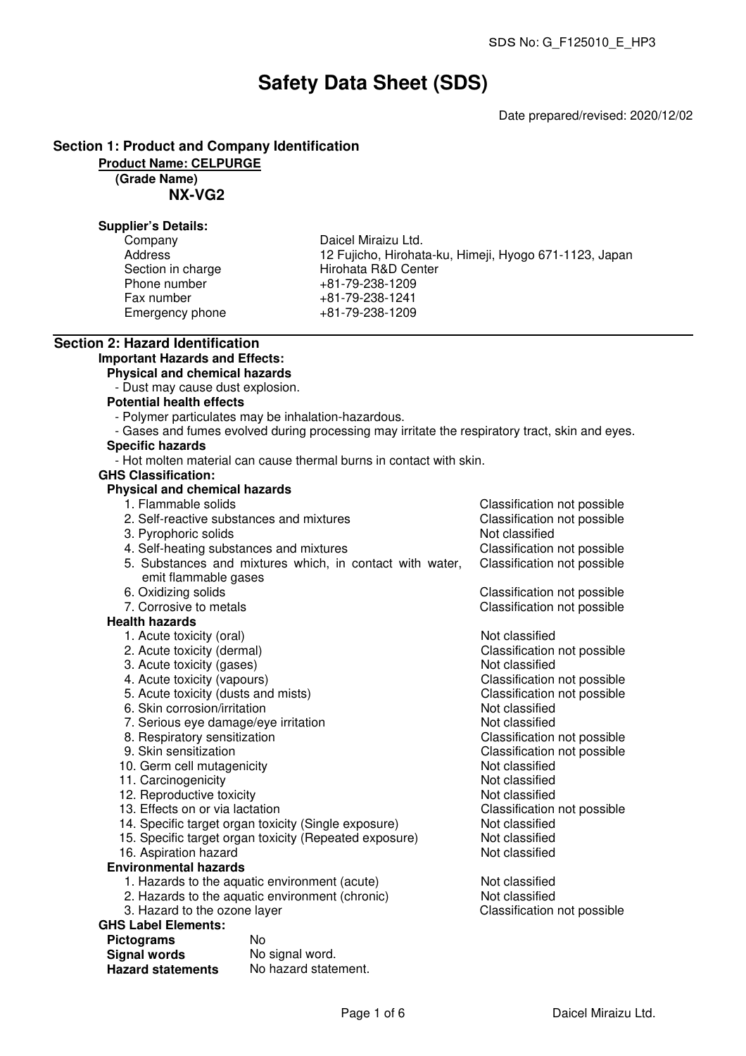SDS No: G_F125010_E_HP3

# Safety Data Sheet (SDS)

Date prepared/revised: 2020/12/02

## Section 1: Product and Company Identification

**Product Name: CELPURGE**

**(Grade Name)**

**NX-VG2**

**Supplier's Details:**

| | |
|---|---|
| Company | Daicel Miraizu Ltd. |
| Address | 12 Fujicho, Hirohata-ku, Himeji, Hyogo 671-1123, Japan |
| Section in charge | Hirohata R&D Center |
| Phone number | +81-79-238-1209 |
| Fax number | +81-79-238-1241 |
| Emergency phone | +81-79-238-1209 |

## Section 2: Hazard Identification

**Important Hazards and Effects:**

**Physical and chemical hazards**

- Dust may cause dust explosion.

**Potential health effects**

- Polymer particulates may be inhalation-hazardous.
- Gases and fumes evolved during processing may irritate the respiratory tract, skin and eyes.

**Specific hazards**

- Hot molten material can cause thermal burns in contact with skin.

**GHS Classification:**

**Physical and chemical hazards**

| | |
|---|---|
| 1. Flammable solids | Classification not possible |
| 2. Self-reactive substances and mixtures | Classification not possible |
| 3. Pyrophoric solids | Not classified |
| 4. Self-heating substances and mixtures | Classification not possible |
| 5. Substances and mixtures which, in contact with water, emit flammable gases | Classification not possible |
| 6. Oxidizing solids | Classification not possible |
| 7. Corrosive to metals | Classification not possible |

**Health hazards**

| | |
|---|---|
| 1. Acute toxicity (oral) | Not classified |
| 2. Acute toxicity (dermal) | Classification not possible |
| 3. Acute toxicity (gases) | Not classified |
| 4. Acute toxicity (vapours) | Classification not possible |
| 5. Acute toxicity (dusts and mists) | Classification not possible |
| 6. Skin corrosion/irritation | Not classified |
| 7. Serious eye damage/eye irritation | Not classified |
| 8. Respiratory sensitization | Classification not possible |
| 9. Skin sensitization | Classification not possible |
| 10. Germ cell mutagenicity | Not classified |
| 11. Carcinogenicity | Not classified |
| 12. Reproductive toxicity | Not classified |
| 13. Effects on or via lactation | Classification not possible |
| 14. Specific target organ toxicity (Single exposure) | Not classified |
| 15. Specific target organ toxicity (Repeated exposure) | Not classified |
| 16. Aspiration hazard | Not classified |

**Environmental hazards**

| | |
|---|---|
| 1. Hazards to the aquatic environment (acute) | Not classified |
| 2. Hazards to the aquatic environment (chronic) | Not classified |
| 3. Hazard to the ozone layer | Classification not possible |

**GHS Label Elements:**

| | |
|---|---|
| **Pictograms** | No |
| **Signal words** | No signal word. |
| **Hazard statements** | No hazard statement. |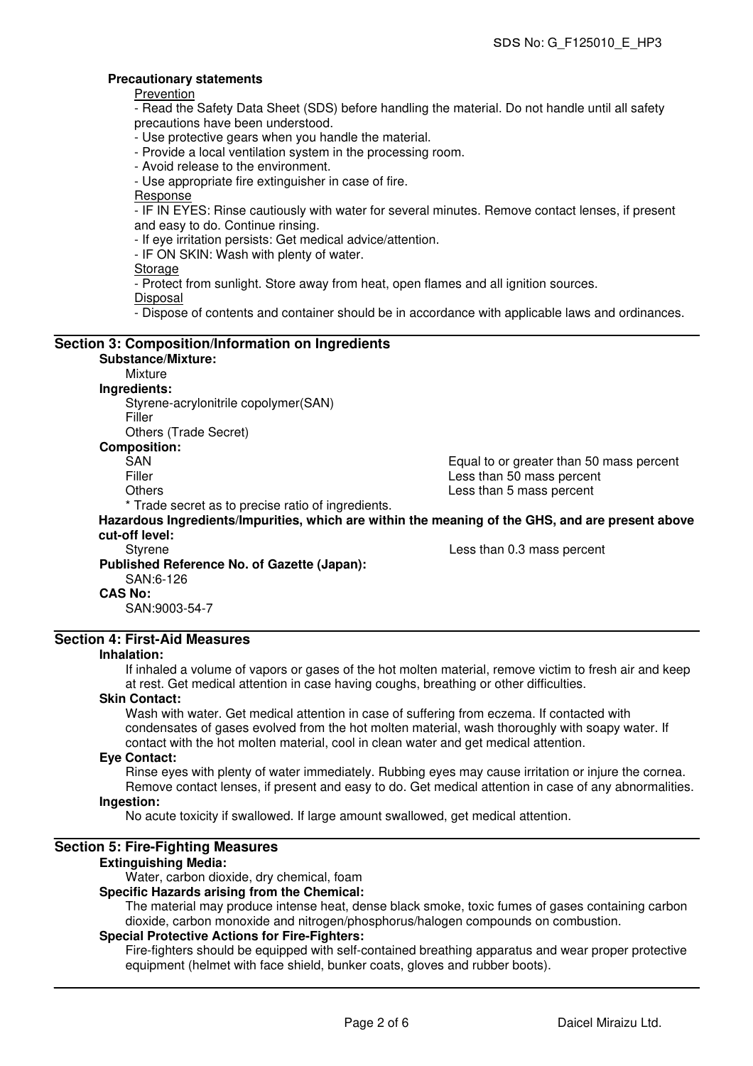**Precautionary statements**

Prevention

- Read the Safety Data Sheet (SDS) before handling the material. Do not handle until all safety precautions have been understood.
- Use protective gears when you handle the material.
- Provide a local ventilation system in the processing room.
- Avoid release to the environment.
- Use appropriate fire extinguisher in case of fire.

Response

- IF IN EYES: Rinse cautiously with water for several minutes. Remove contact lenses, if present and easy to do. Continue rinsing.
- If eye irritation persists: Get medical advice/attention.
- IF ON SKIN: Wash with plenty of water.

Storage

- Protect from sunlight. Store away from heat, open flames and all ignition sources.

Disposal

- Dispose of contents and container should be in accordance with applicable laws and ordinances.

## Section 3: Composition/Information on Ingredients

**Substance/Mixture:**

Mixture

**Ingredients:**

Styrene-acrylonitrile copolymer(SAN)
Filler
Others (Trade Secret)

**Composition:**

| | |
|---|---|
| SAN | Equal to or greater than 50 mass percent |
| Filler | Less than 50 mass percent |
| Others | Less than 5 mass percent |

* Trade secret as to precise ratio of ingredients.

**Hazardous Ingredients/Impurities, which are within the meaning of the GHS, and are present above cut-off level:**

| | |
|---|---|
| Styrene | Less than 0.3 mass percent |

**Published Reference No. of Gazette (Japan):**

SAN:6-126

**CAS No:**

SAN:9003-54-7

## Section 4: First-Aid Measures

**Inhalation:**

If inhaled a volume of vapors or gases of the hot molten material, remove victim to fresh air and keep at rest. Get medical attention in case having coughs, breathing or other difficulties.

**Skin Contact:**

Wash with water. Get medical attention in case of suffering from eczema. If contacted with condensates of gases evolved from the hot molten material, wash thoroughly with soapy water. If contact with the hot molten material, cool in clean water and get medical attention.

**Eye Contact:**

Rinse eyes with plenty of water immediately. Rubbing eyes may cause irritation or injure the cornea. Remove contact lenses, if present and easy to do. Get medical attention in case of any abnormalities.

**Ingestion:**

No acute toxicity if swallowed. If large amount swallowed, get medical attention.

## Section 5: Fire-Fighting Measures

**Extinguishing Media:**

Water, carbon dioxide, dry chemical, foam

**Specific Hazards arising from the Chemical:**

The material may produce intense heat, dense black smoke, toxic fumes of gases containing carbon dioxide, carbon monoxide and nitrogen/phosphorus/halogen compounds on combustion.

**Special Protective Actions for Fire-Fighters:**

Fire-fighters should be equipped with self-contained breathing apparatus and wear proper protective equipment (helmet with face shield, bunker coats, gloves and rubber boots).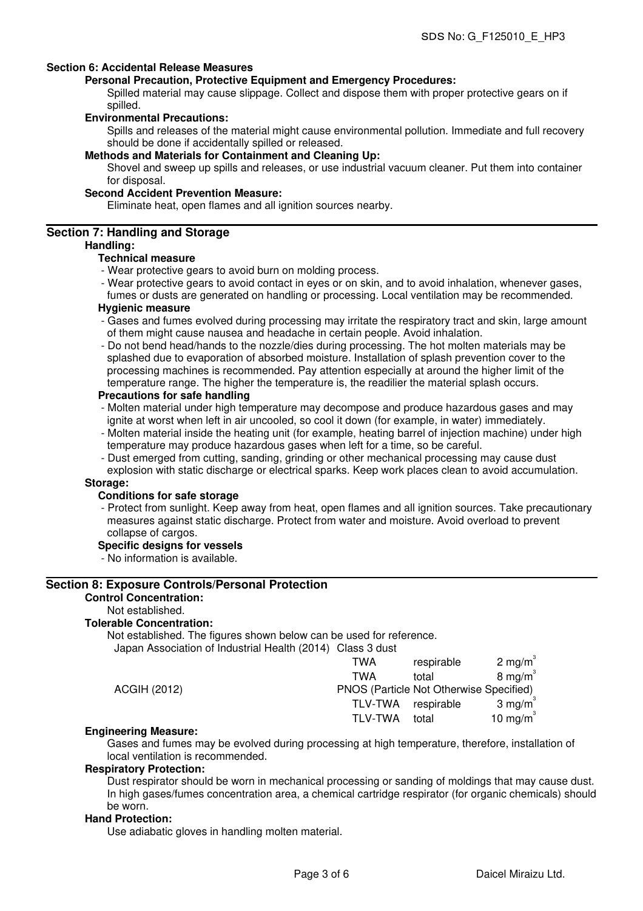## Section 6: Accidental Release Measures

### Personal Precaution, Protective Equipment and Emergency Procedures:

Spilled material may cause slippage. Collect and dispose them with proper protective gears on if spilled.

### Environmental Precautions:

Spills and releases of the material might cause environmental pollution. Immediate and full recovery should be done if accidentally spilled or released.

### Methods and Materials for Containment and Cleaning Up:

Shovel and sweep up spills and releases, or use industrial vacuum cleaner. Put them into container for disposal.

### Second Accident Prevention Measure:

Eliminate heat, open flames and all ignition sources nearby.

## Section 7: Handling and Storage

### Handling:

**Technical measure**

- Wear protective gears to avoid burn on molding process.
- Wear protective gears to avoid contact in eyes or on skin, and to avoid inhalation, whenever gases, fumes or dusts are generated on handling or processing. Local ventilation may be recommended.

**Hygienic measure**

- Gases and fumes evolved during processing may irritate the respiratory tract and skin, large amount of them might cause nausea and headache in certain people. Avoid inhalation.
- Do not bend head/hands to the nozzle/dies during processing. The hot molten materials may be splashed due to evaporation of absorbed moisture. Installation of splash prevention cover to the processing machines is recommended. Pay attention especially at around the higher limit of the temperature range. The higher the temperature is, the readilier the material splash occurs.

**Precautions for safe handling**

- Molten material under high temperature may decompose and produce hazardous gases and may ignite at worst when left in air uncooled, so cool it down (for example, in water) immediately.
- Molten material inside the heating unit (for example, heating barrel of injection machine) under high temperature may produce hazardous gases when left for a time, so be careful.
- Dust emerged from cutting, sanding, grinding or other mechanical processing may cause dust explosion with static discharge or electrical sparks. Keep work places clean to avoid accumulation.

### Storage:

**Conditions for safe storage**

- Protect from sunlight. Keep away from heat, open flames and all ignition sources. Take precautionary measures against static discharge. Protect from water and moisture. Avoid overload to prevent collapse of cargos.

**Specific designs for vessels**

- No information is available.

## Section 8: Exposure Controls/Personal Protection

### Control Concentration:

Not established.

### Tolerable Concentration:

Not established. The figures shown below can be used for reference.

| Source | Category | | |
|---|---|---|---|
| Japan Association of Industrial Health (2014) | Class 3 dust | | |
| | TWA | respirable | 2 mg/m$^3$ |
| | TWA | total | 8 mg/m$^3$ |
| ACGIH (2012) | PNOS (Particle Not Otherwise Specified) | | |
| | TLV-TWA | respirable | 3 mg/m$^3$ |
| | TLV-TWA | total | 10 mg/m$^3$ |

### Engineering Measure:

Gases and fumes may be evolved during processing at high temperature, therefore, installation of local ventilation is recommended.

### Respiratory Protection:

Dust respirator should be worn in mechanical processing or sanding of moldings that may cause dust. In high gases/fumes concentration area, a chemical cartridge respirator (for organic chemicals) should be worn.

### Hand Protection:

Use adiabatic gloves in handling molten material.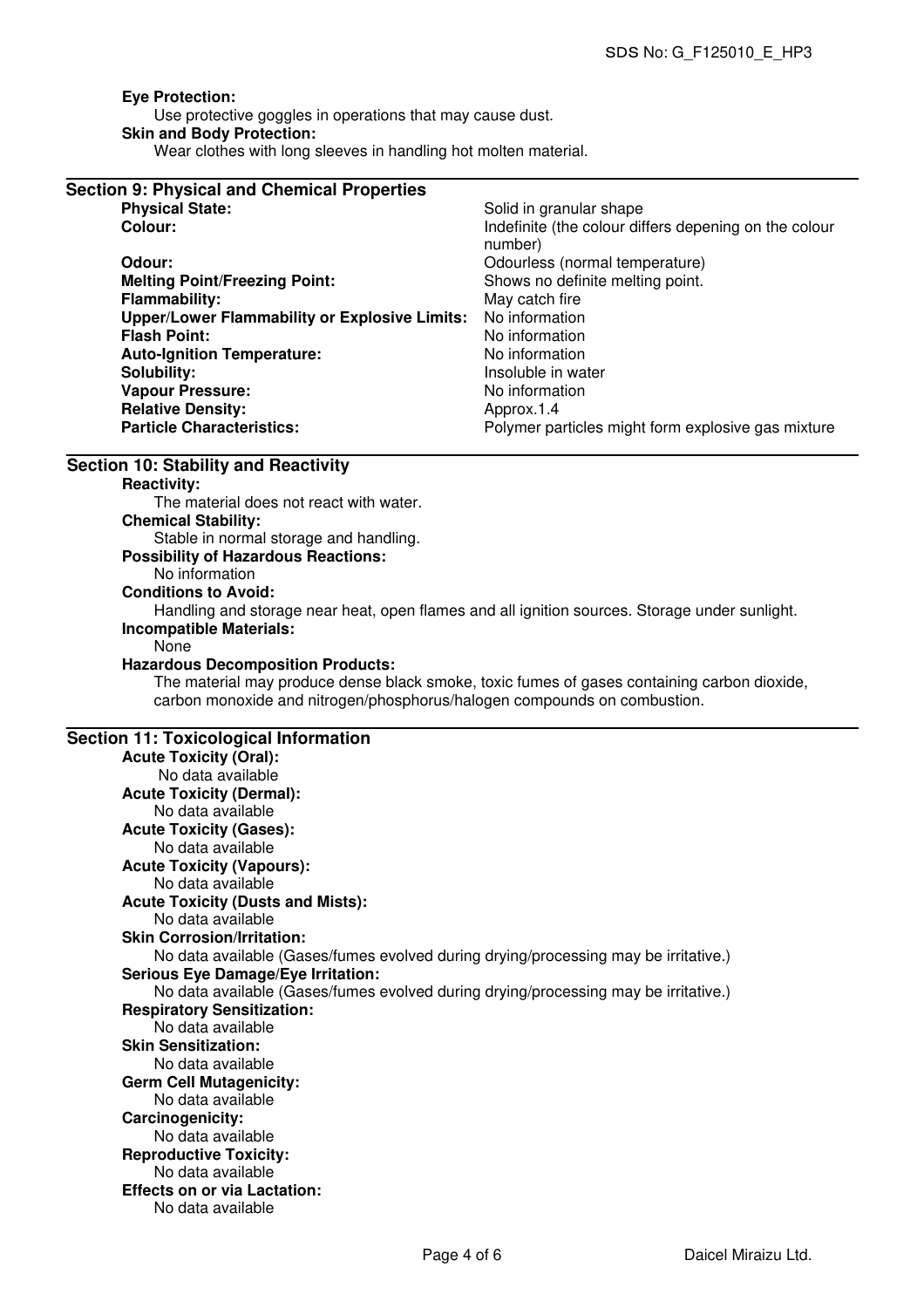**Eye Protection:**

Use protective goggles in operations that may cause dust.

**Skin and Body Protection:**

Wear clothes with long sleeves in handling hot molten material.

## Section 9: Physical and Chemical Properties

| | |
|---|---|
| **Physical State:** | Solid in granular shape |
| **Colour:** | Indefinite (the colour differs depening on the colour number) |
| **Odour:** | Odourless (normal temperature) |
| **Melting Point/Freezing Point:** | Shows no definite melting point. |
| **Flammability:** | May catch fire |
| **Upper/Lower Flammability or Explosive Limits:** | No information |
| **Flash Point:** | No information |
| **Auto-Ignition Temperature:** | No information |
| **Solubility:** | Insoluble in water |
| **Vapour Pressure:** | No information |
| **Relative Density:** | Approx.1.4 |
| **Particle Characteristics:** | Polymer particles might form explosive gas mixture |

## Section 10: Stability and Reactivity

**Reactivity:**

The material does not react with water.

**Chemical Stability:**

Stable in normal storage and handling.

**Possibility of Hazardous Reactions:**

No information

**Conditions to Avoid:**

Handling and storage near heat, open flames and all ignition sources. Storage under sunlight.

**Incompatible Materials:**

None

**Hazardous Decomposition Products:**

The material may produce dense black smoke, toxic fumes of gases containing carbon dioxide, carbon monoxide and nitrogen/phosphorus/halogen compounds on combustion.

## Section 11: Toxicological Information

**Acute Toxicity (Oral):**

No data available

**Acute Toxicity (Dermal):**

No data available

**Acute Toxicity (Gases):**

No data available

**Acute Toxicity (Vapours):**

No data available

**Acute Toxicity (Dusts and Mists):**

No data available

**Skin Corrosion/Irritation:**

No data available (Gases/fumes evolved during drying/processing may be irritative.)

**Serious Eye Damage/Eye Irritation:**

No data available (Gases/fumes evolved during drying/processing may be irritative.)

**Respiratory Sensitization:**

No data available

**Skin Sensitization:**

No data available

**Germ Cell Mutagenicity:**

No data available

**Carcinogenicity:**

No data available

**Reproductive Toxicity:**

No data available

**Effects on or via Lactation:**

No data available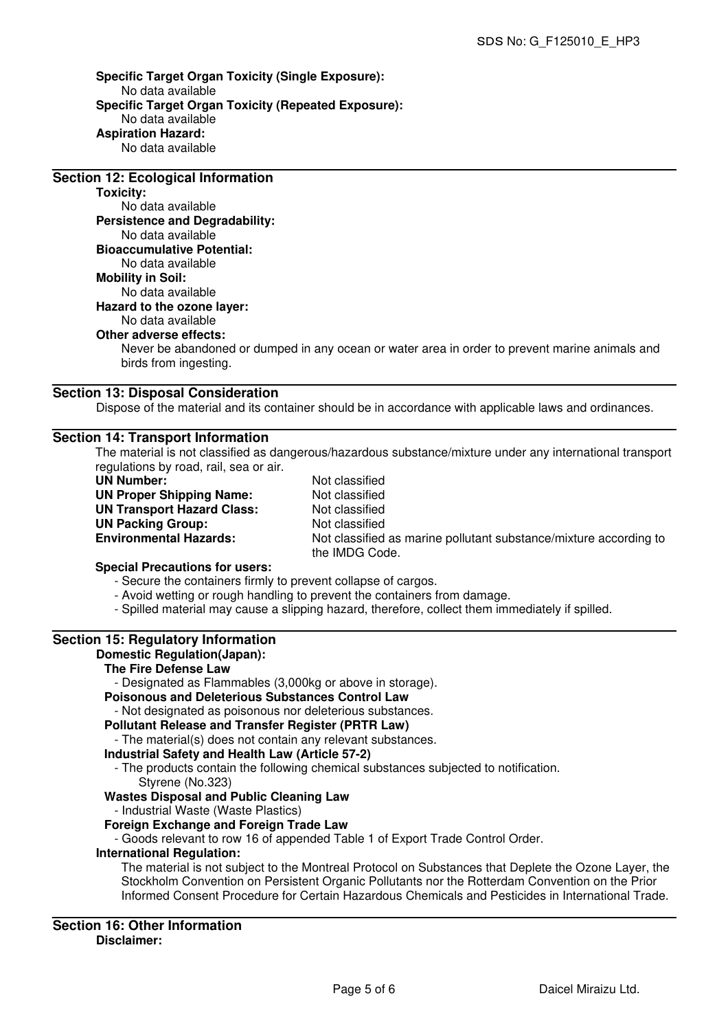**Specific Target Organ Toxicity (Single Exposure):**
No data available

**Specific Target Organ Toxicity (Repeated Exposure):**
No data available

**Aspiration Hazard:**
No data available

## Section 12: Ecological Information

**Toxicity:**
No data available

**Persistence and Degradability:**
No data available

**Bioaccumulative Potential:**
No data available

**Mobility in Soil:**
No data available

**Hazard to the ozone layer:**
No data available

**Other adverse effects:**
Never be abandoned or dumped in any ocean or water area in order to prevent marine animals and birds from ingesting.

## Section 13: Disposal Consideration

Dispose of the material and its container should be in accordance with applicable laws and ordinances.

## Section 14: Transport Information

The material is not classified as dangerous/hazardous substance/mixture under any international transport regulations by road, rail, sea or air.

| | |
|---|---|
| **UN Number:** | Not classified |
| **UN Proper Shipping Name:** | Not classified |
| **UN Transport Hazard Class:** | Not classified |
| **UN Packing Group:** | Not classified |
| **Environmental Hazards:** | Not classified as marine pollutant substance/mixture according to the IMDG Code. |

**Special Precautions for users:**

- Secure the containers firmly to prevent collapse of cargos.
- Avoid wetting or rough handling to prevent the containers from damage.
- Spilled material may cause a slipping hazard, therefore, collect them immediately if spilled.

## Section 15: Regulatory Information

**Domestic Regulation(Japan):**

**The Fire Defense Law**

- Designated as Flammables (3,000kg or above in storage).

**Poisonous and Deleterious Substances Control Law**

- Not designated as poisonous nor deleterious substances.

**Pollutant Release and Transfer Register (PRTR Law)**

- The material(s) does not contain any relevant substances.

**Industrial Safety and Health Law (Article 57-2)**

- The products contain the following chemical substances subjected to notification.
  Styrene (No.323)

**Wastes Disposal and Public Cleaning Law**

- Industrial Waste (Waste Plastics)

**Foreign Exchange and Foreign Trade Law**

- Goods relevant to row 16 of appended Table 1 of Export Trade Control Order.

**International Regulation:**
The material is not subject to the Montreal Protocol on Substances that Deplete the Ozone Layer, the Stockholm Convention on Persistent Organic Pollutants nor the Rotterdam Convention on the Prior Informed Consent Procedure for Certain Hazardous Chemicals and Pesticides in International Trade.

## Section 16: Other Information

**Disclaimer:**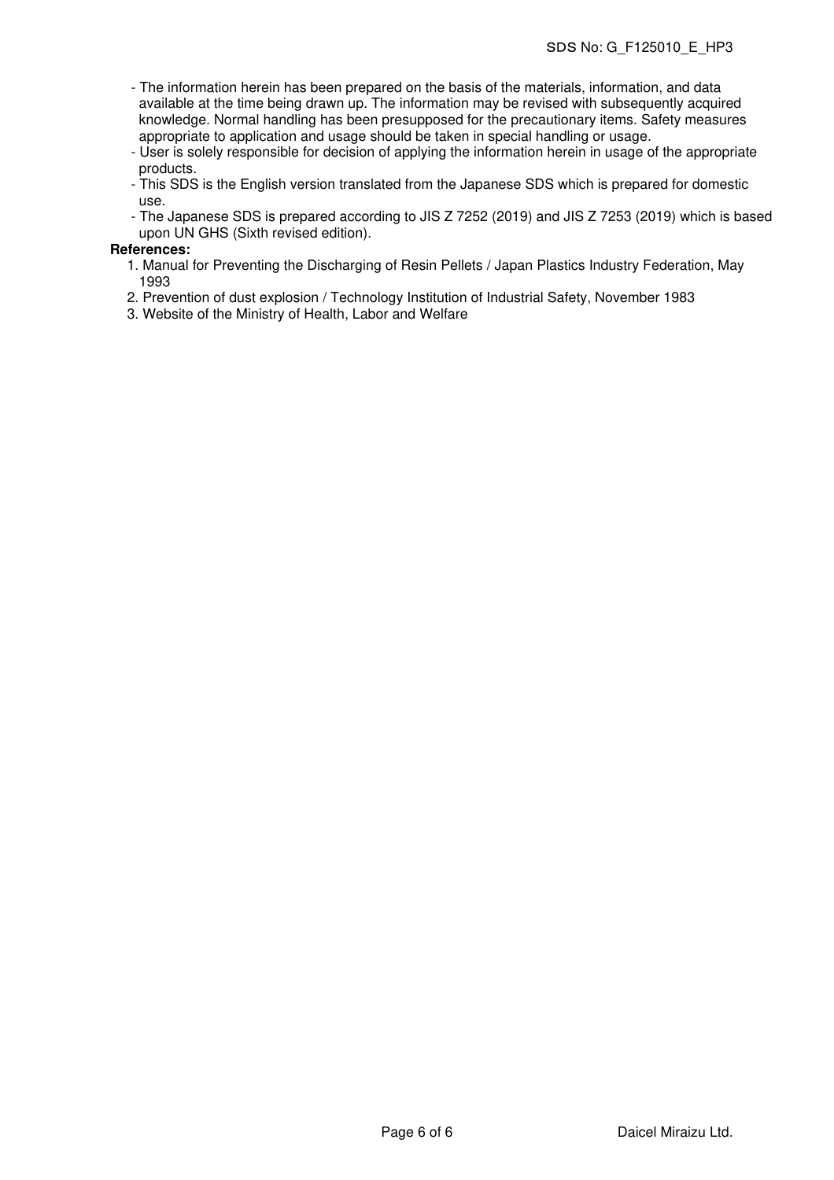- The information herein has been prepared on the basis of the materials, information, and data available at the time being drawn up. The information may be revised with subsequently acquired knowledge. Normal handling has been presupposed for the precautionary items. Safety measures appropriate to application and usage should be taken in special handling or usage.
- User is solely responsible for decision of applying the information herein in usage of the appropriate products.
- This SDS is the English version translated from the Japanese SDS which is prepared for domestic use.
- The Japanese SDS is prepared according to JIS Z 7252 (2019) and JIS Z 7253 (2019) which is based upon UN GHS (Sixth revised edition).

**References:**

1. Manual for Preventing the Discharging of Resin Pellets / Japan Plastics Industry Federation, May 1993
2. Prevention of dust explosion / Technology Institution of Industrial Safety, November 1983
3. Website of the Ministry of Health, Labor and Welfare